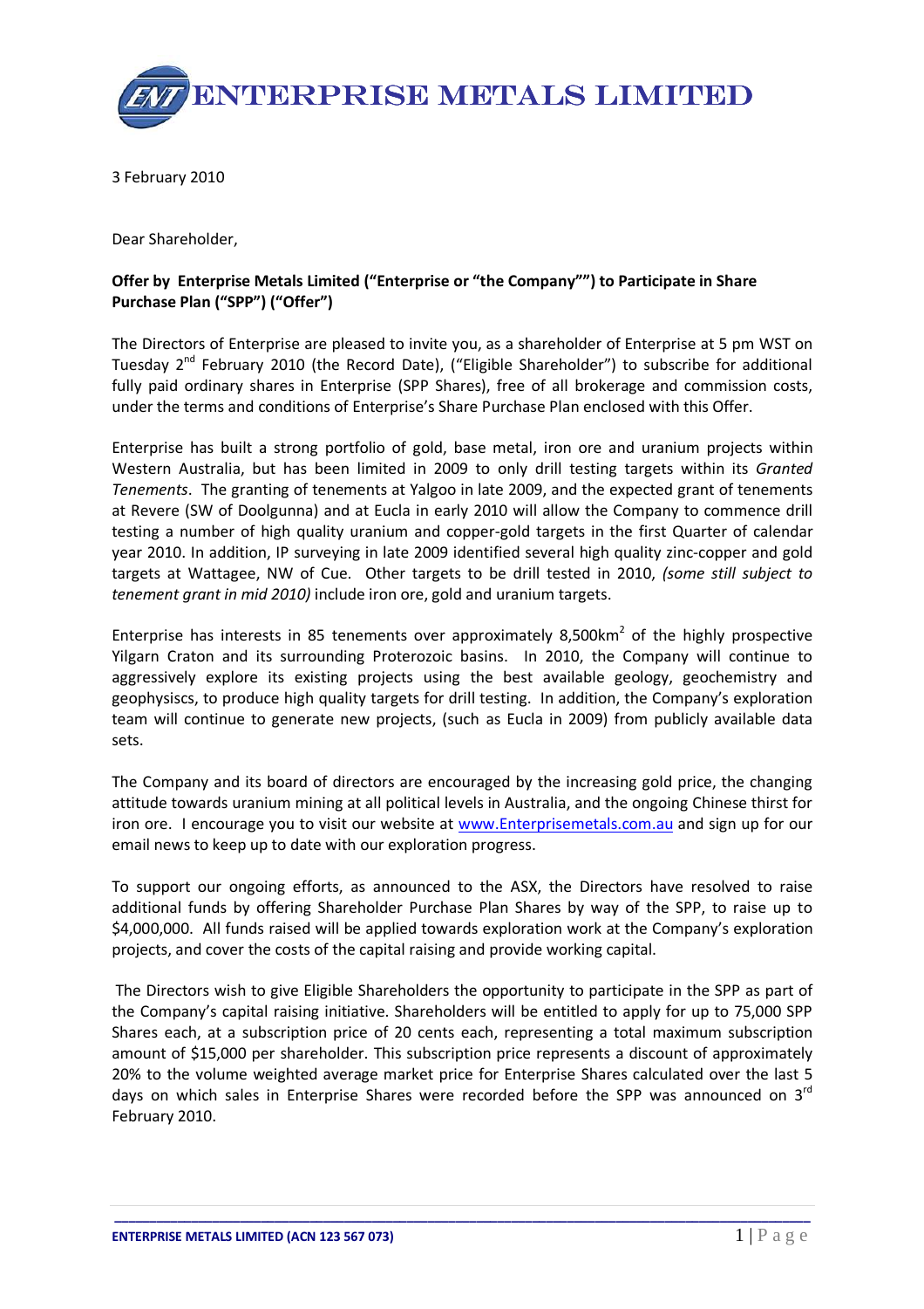# ENTERPRISE METALS LIMITED

3 February 2010

Dear Shareholder,

**Offer by Enterprise Metals Limited ("Enterprise or "the Company"") to Participate in Share Purchase Plan ("SPP") ("Offer")**

The Directors of Enterprise are pleased to invite you, as a shareholder of Enterprise at 5 pm WST on Tuesday 2nd February 2010 (the Record Date), ("Eligible Shareholder") to subscribe for additional fully paid ordinary shares in Enterprise (SPP Shares), free of all brokerage and commission costs, under the terms and conditions of Enterprise's Share Purchase Plan enclosed with this Offer.

Enterprise has built a strong portfolio of gold, base metal, iron ore and uranium projects within Western Australia, but has been limited in 2009 to only drill testing targets within its *Granted Tenements*. The granting of tenements at Yalgoo in late 2009, and the expected grant of tenements at Revere (SW of Doolgunna) and at Eucla in early 2010 will allow the Company to commence drill testing a number of high quality uranium and copper-gold targets in the first Quarter of calendar year 2010. In addition, IP surveying in late 2009 identified several high quality zinc-copper and gold targets at Wattagee, NW of Cue. Other targets to be drill tested in 2010, *(some still subject to tenement grant in mid 2010)* include iron ore, gold and uranium targets.

Enterprise has interests in 85 tenements over approximately 8,500km$^2$ of the highly prospective Yilgarn Craton and its surrounding Proterozoic basins. In 2010, the Company will continue to aggressively explore its existing projects using the best available geology, geochemistry and geophysiscs, to produce high quality targets for drill testing. In addition, the Company's exploration team will continue to generate new projects, (such as Eucla in 2009) from publicly available data sets.

The Company and its board of directors are encouraged by the increasing gold price, the changing attitude towards uranium mining at all political levels in Australia, and the ongoing Chinese thirst for iron ore. I encourage you to visit our website at www.Enterprisemetals.com.au and sign up for our email news to keep up to date with our exploration progress.

To support our ongoing efforts, as announced to the ASX, the Directors have resolved to raise additional funds by offering Shareholder Purchase Plan Shares by way of the SPP, to raise up to $4,000,000. All funds raised will be applied towards exploration work at the Company's exploration projects, and cover the costs of the capital raising and provide working capital.

The Directors wish to give Eligible Shareholders the opportunity to participate in the SPP as part of the Company's capital raising initiative. Shareholders will be entitled to apply for up to 75,000 SPP Shares each, at a subscription price of 20 cents each, representing a total maximum subscription amount of $15,000 per shareholder. This subscription price represents a discount of approximately 20% to the volume weighted average market price for Enterprise Shares calculated over the last 5 days on which sales in Enterprise Shares were recorded before the SPP was announced on 3rd February 2010.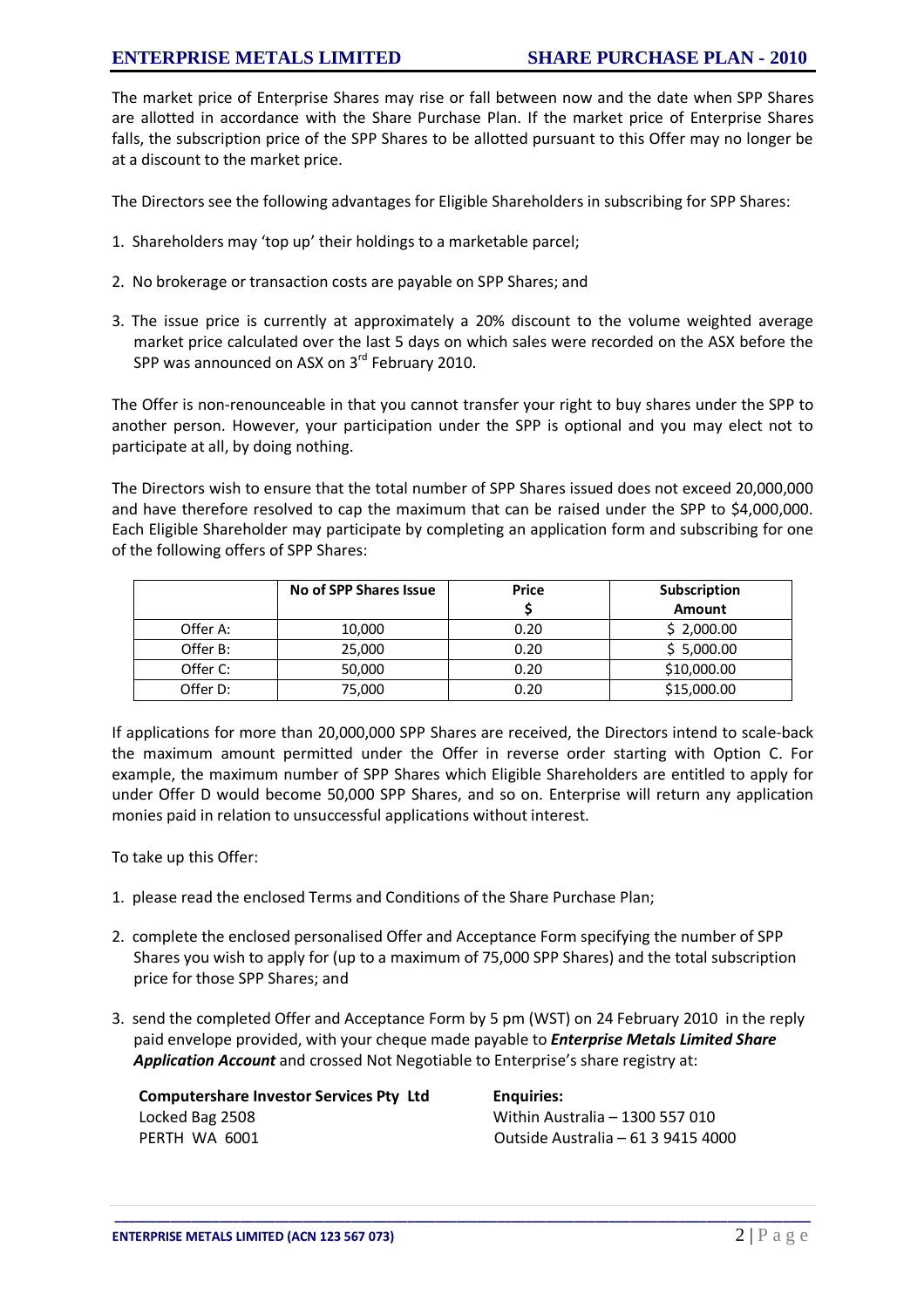The market price of Enterprise Shares may rise or fall between now and the date when SPP Shares are allotted in accordance with the Share Purchase Plan. If the market price of Enterprise Shares falls, the subscription price of the SPP Shares to be allotted pursuant to this Offer may no longer be at a discount to the market price.

The Directors see the following advantages for Eligible Shareholders in subscribing for SPP Shares:

1. Shareholders may 'top up' their holdings to a marketable parcel;
2. No brokerage or transaction costs are payable on SPP Shares; and
3. The issue price is currently at approximately a 20% discount to the volume weighted average market price calculated over the last 5 days on which sales were recorded on the ASX before the SPP was announced on ASX on 3rd February 2010.

The Offer is non-renounceable in that you cannot transfer your right to buy shares under the SPP to another person. However, your participation under the SPP is optional and you may elect not to participate at all, by doing nothing.

The Directors wish to ensure that the total number of SPP Shares issued does not exceed 20,000,000 and have therefore resolved to cap the maximum that can be raised under the SPP to $4,000,000. Each Eligible Shareholder may participate by completing an application form and subscribing for one of the following offers of SPP Shares:

| | **No of SPP Shares Issue** | **Price $** | **Subscription Amount** |
|---|---|---|---|
| Offer A: | 10,000 | 0.20 | $ 2,000.00 |
| Offer B: | 25,000 | 0.20 | $ 5,000.00 |
| Offer C: | 50,000 | 0.20 | $10,000.00 |
| Offer D: | 75,000 | 0.20 | $15,000.00 |

If applications for more than 20,000,000 SPP Shares are received, the Directors intend to scale-back the maximum amount permitted under the Offer in reverse order starting with Option C. For example, the maximum number of SPP Shares which Eligible Shareholders are entitled to apply for under Offer D would become 50,000 SPP Shares, and so on. Enterprise will return any application monies paid in relation to unsuccessful applications without interest.

To take up this Offer:

1. please read the enclosed Terms and Conditions of the Share Purchase Plan;
2. complete the enclosed personalised Offer and Acceptance Form specifying the number of SPP Shares you wish to apply for (up to a maximum of 75,000 SPP Shares) and the total subscription price for those SPP Shares; and
3. send the completed Offer and Acceptance Form by 5 pm (WST) on 24 February 2010 in the reply paid envelope provided, with your cheque made payable to ***Enterprise Metals Limited Share Application Account*** and crossed Not Negotiable to Enterprise's share registry at:

**Computershare Investor Services Pty Ltd**
Locked Bag 2508
PERTH WA 6001

**Enquiries:**
Within Australia – 1300 557 010
Outside Australia – 61 3 9415 4000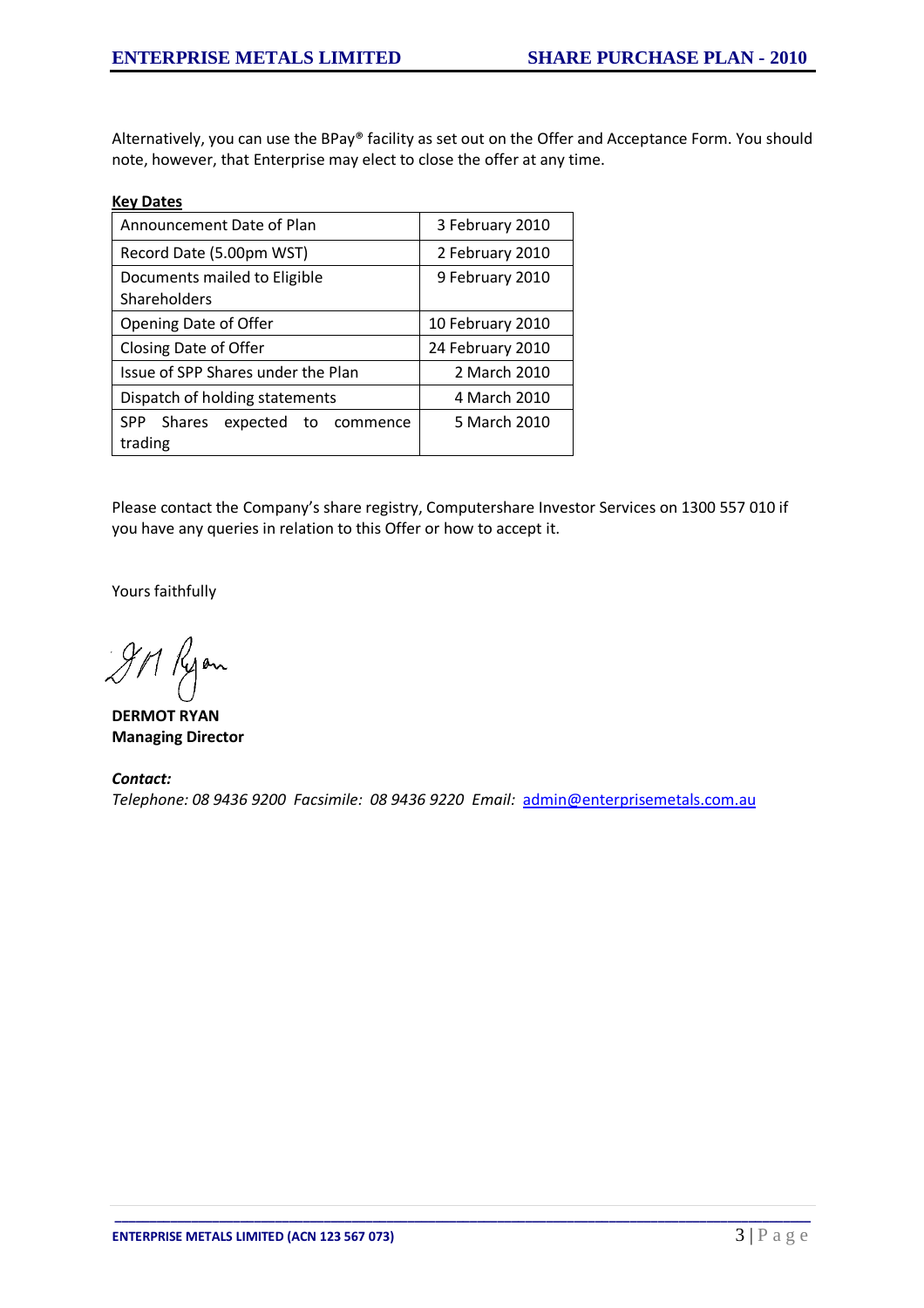Alternatively, you can use the BPay® facility as set out on the Offer and Acceptance Form. You should note, however, that Enterprise may elect to close the offer at any time.

**Key Dates**

| | |
|---|---|
| Announcement Date of Plan | 3 February 2010 |
| Record Date (5.00pm WST) | 2 February 2010 |
| Documents mailed to Eligible Shareholders | 9 February 2010 |
| Opening Date of Offer | 10 February 2010 |
| Closing Date of Offer | 24 February 2010 |
| Issue of SPP Shares under the Plan | 2 March 2010 |
| Dispatch of holding statements | 4 March 2010 |
| SPP Shares expected to commence trading | 5 March 2010 |

Please contact the Company's share registry, Computershare Investor Services on 1300 557 010 if you have any queries in relation to this Offer or how to accept it.

Yours faithfully

**DERMOT RYAN**
**Managing Director**

***Contact:***
*Telephone: 08 9436 9200 Facsimile: 08 9436 9220 Email:* admin@enterprisemetals.com.au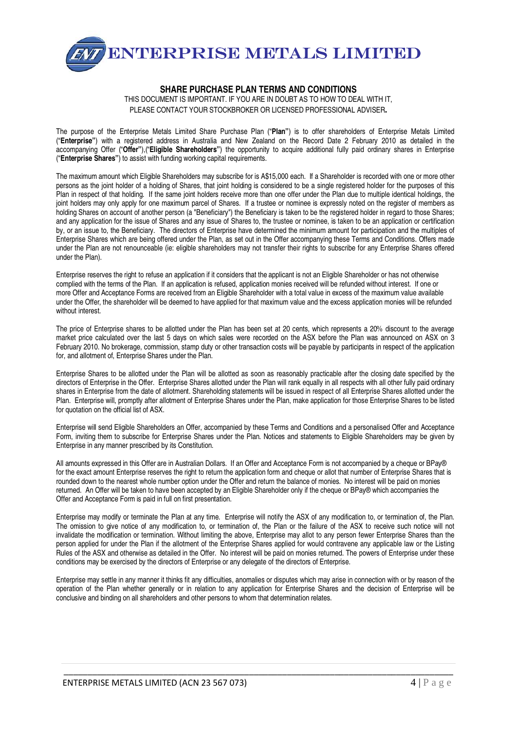# ENTERPRISE METALS LIMITED

## SHARE PURCHASE PLAN TERMS AND CONDITIONS

THIS DOCUMENT IS IMPORTANT. IF YOU ARE IN DOUBT AS TO HOW TO DEAL WITH IT, PLEASE CONTACT YOUR STOCKBROKER OR LICENSED PROFESSIONAL ADVISER**.**

The purpose of the Enterprise Metals Limited Share Purchase Plan ("**Plan**") is to offer shareholders of Enterprise Metals Limited ("**Enterprise**") with a registered address in Australia and New Zealand on the Record Date 2 February 2010 as detailed in the accompanying Offer ("**Offer**"),("**Eligible Shareholders**") the opportunity to acquire additional fully paid ordinary shares in Enterprise ("**Enterprise Shares**") to assist with funding working capital requirements.

The maximum amount which Eligible Shareholders may subscribe for is A$15,000 each. If a Shareholder is recorded with one or more other persons as the joint holder of a holding of Shares, that joint holding is considered to be a single registered holder for the purposes of this Plan in respect of that holding. If the same joint holders receive more than one offer under the Plan due to multiple identical holdings, the joint holders may only apply for one maximum parcel of Shares. If a trustee or nominee is expressly noted on the register of members as holding Shares on account of another person (a "Beneficiary") the Beneficiary is taken to be the registered holder in regard to those Shares; and any application for the issue of Shares and any issue of Shares to, the trustee or nominee, is taken to be an application or certification by, or an issue to, the Beneficiary. The directors of Enterprise have determined the minimum amount for participation and the multiples of Enterprise Shares which are being offered under the Plan, as set out in the Offer accompanying these Terms and Conditions. Offers made under the Plan are not renounceable (ie: eligible shareholders may not transfer their rights to subscribe for any Enterprise Shares offered under the Plan).

Enterprise reserves the right to refuse an application if it considers that the applicant is not an Eligible Shareholder or has not otherwise complied with the terms of the Plan. If an application is refused, application monies received will be refunded without interest. If one or more Offer and Acceptance Forms are received from an Eligible Shareholder with a total value in excess of the maximum value available under the Offer, the shareholder will be deemed to have applied for that maximum value and the excess application monies will be refunded without interest.

The price of Enterprise shares to be allotted under the Plan has been set at 20 cents, which represents a 20% discount to the average market price calculated over the last 5 days on which sales were recorded on the ASX before the Plan was announced on ASX on 3 February 2010. No brokerage, commission, stamp duty or other transaction costs will be payable by participants in respect of the application for, and allotment of, Enterprise Shares under the Plan.

Enterprise Shares to be allotted under the Plan will be allotted as soon as reasonably practicable after the closing date specified by the directors of Enterprise in the Offer. Enterprise Shares allotted under the Plan will rank equally in all respects with all other fully paid ordinary shares in Enterprise from the date of allotment. Shareholding statements will be issued in respect of all Enterprise Shares allotted under the Plan. Enterprise will, promptly after allotment of Enterprise Shares under the Plan, make application for those Enterprise Shares to be listed for quotation on the official list of ASX.

Enterprise will send Eligible Shareholders an Offer, accompanied by these Terms and Conditions and a personalised Offer and Acceptance Form, inviting them to subscribe for Enterprise Shares under the Plan. Notices and statements to Eligible Shareholders may be given by Enterprise in any manner prescribed by its Constitution.

All amounts expressed in this Offer are in Australian Dollars. If an Offer and Acceptance Form is not accompanied by a cheque or BPay® for the exact amount Enterprise reserves the right to return the application form and cheque or allot that number of Enterprise Shares that is rounded down to the nearest whole number option under the Offer and return the balance of monies. No interest will be paid on monies returned. An Offer will be taken to have been accepted by an Eligible Shareholder only if the cheque or BPay® which accompanies the Offer and Acceptance Form is paid in full on first presentation.

Enterprise may modify or terminate the Plan at any time. Enterprise will notify the ASX of any modification to, or termination of, the Plan. The omission to give notice of any modification to, or termination of, the Plan or the failure of the ASX to receive such notice will not invalidate the modification or termination. Without limiting the above, Enterprise may allot to any person fewer Enterprise Shares than the person applied for under the Plan if the allotment of the Enterprise Shares applied for would contravene any applicable law or the Listing Rules of the ASX and otherwise as detailed in the Offer. No interest will be paid on monies returned. The powers of Enterprise under these conditions may be exercised by the directors of Enterprise or any delegate of the directors of Enterprise.

Enterprise may settle in any manner it thinks fit any difficulties, anomalies or disputes which may arise in connection with or by reason of the operation of the Plan whether generally or in relation to any application for Enterprise Shares and the decision of Enterprise will be conclusive and binding on all shareholders and other persons to whom that determination relates.